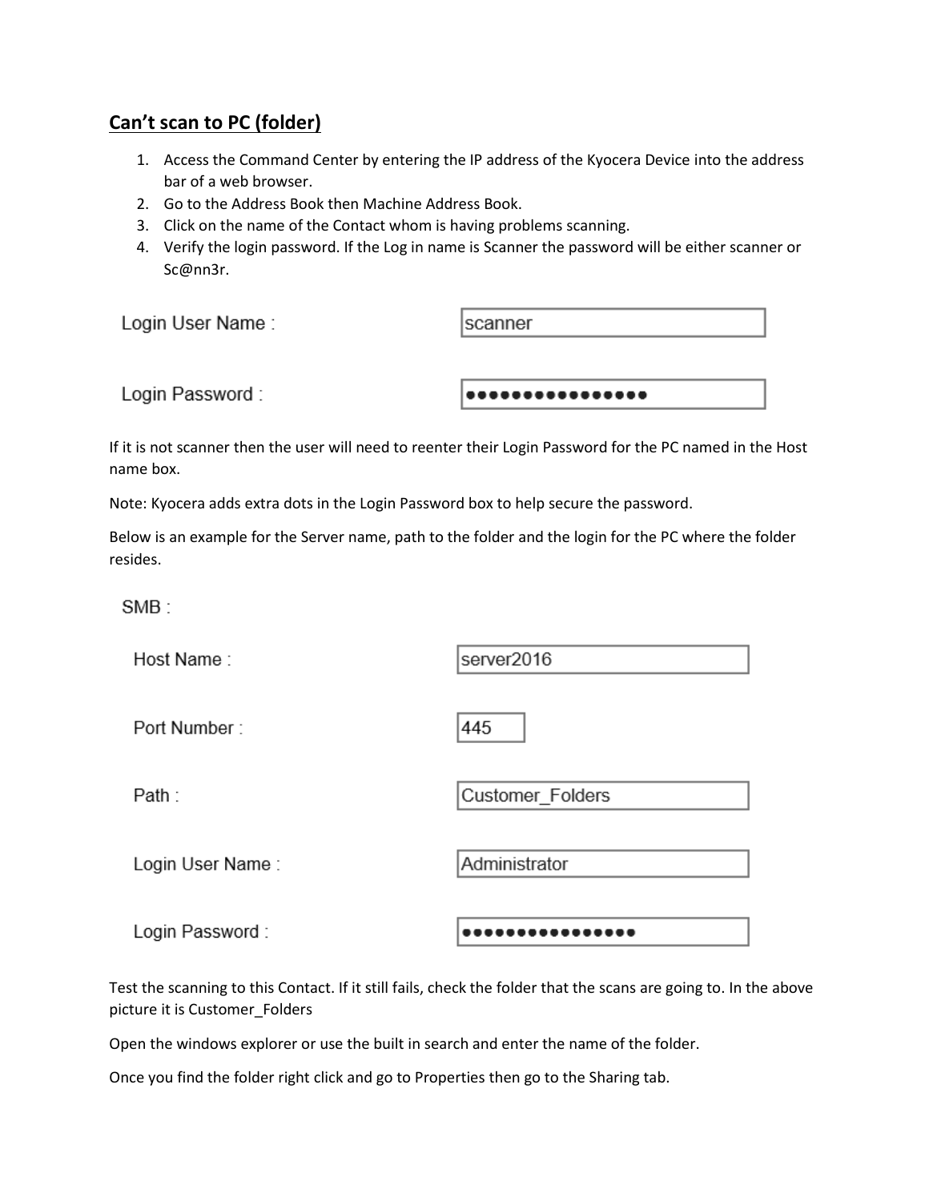## Can’t scan to PC (folder)

1. Access the Command Center by entering the IP address of the Kyocera Device into the address bar of a web browser.
2. Go to the Address Book then Machine Address Book.
3. Click on the name of the Contact whom is having problems scanning.
4. Verify the login password. If the Log in name is Scanner the password will be either scanner or Sc@nn3r.

| Login User Name : | scanner |
| --- | --- |
| Login Password : | ●●●●●●●●●●●●●●●● |

If it is not scanner then the user will need to reenter their Login Password for the PC named in the Host name box.

Note: Kyocera adds extra dots in the Login Password box to help secure the password.

Below is an example for the Server name, path to the folder and the login for the PC where the folder resides.

SMB :

| Host Name : | server2016 |
| --- | --- |
| Port Number : | 445 |
| Path : | Customer_Folders |
| Login User Name : | Administrator |
| Login Password : | ●●●●●●●●●●●●●●●● |

Test the scanning to this Contact. If it still fails, check the folder that the scans are going to. In the above picture it is Customer_Folders

Open the windows explorer or use the built in search and enter the name of the folder.

Once you find the folder right click and go to Properties then go to the Sharing tab.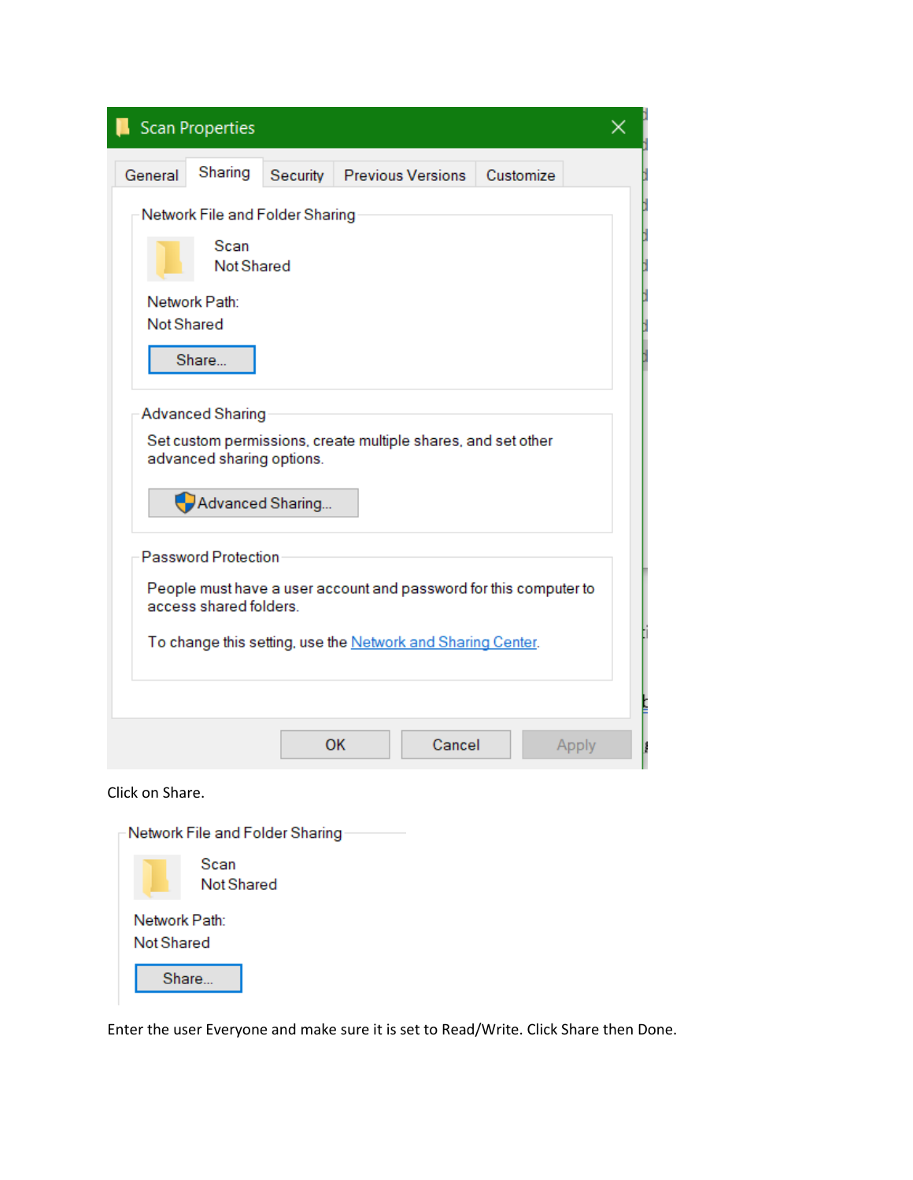Scan Properties

General | Sharing | Security | Previous Versions | Customize

Network File and Folder Sharing

Scan
Not Shared

Network Path:
Not Shared

Share...

Advanced Sharing

Set custom permissions, create multiple shares, and set other advanced sharing options.

Advanced Sharing...

Password Protection

People must have a user account and password for this computer to access shared folders.

To change this setting, use the Network and Sharing Center.

OK | Cancel | Apply

Click on Share.

Network File and Folder Sharing

Scan
Not Shared

Network Path:
Not Shared

Share...

Enter the user Everyone and make sure it is set to Read/Write. Click Share then Done.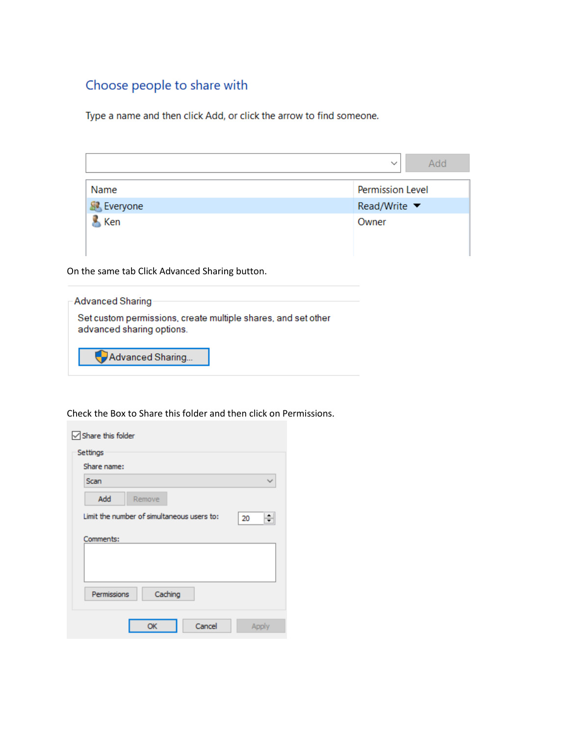Choose people to share with

Type a name and then click Add, or click the arrow to find someone.

| Name | Permission Level |
| --- | --- |
| Everyone | Read/Write |
| Ken | Owner |

On the same tab Click Advanced Sharing button.

Advanced Sharing

Set custom permissions, create multiple shares, and set other advanced sharing options.

Advanced Sharing...

Check the Box to Share this folder and then click on Permissions.

Share this folder

Settings

Share name:

Scan

Add Remove

Limit the number of simultaneous users to: 20

Comments:

Permissions Caching

OK Cancel Apply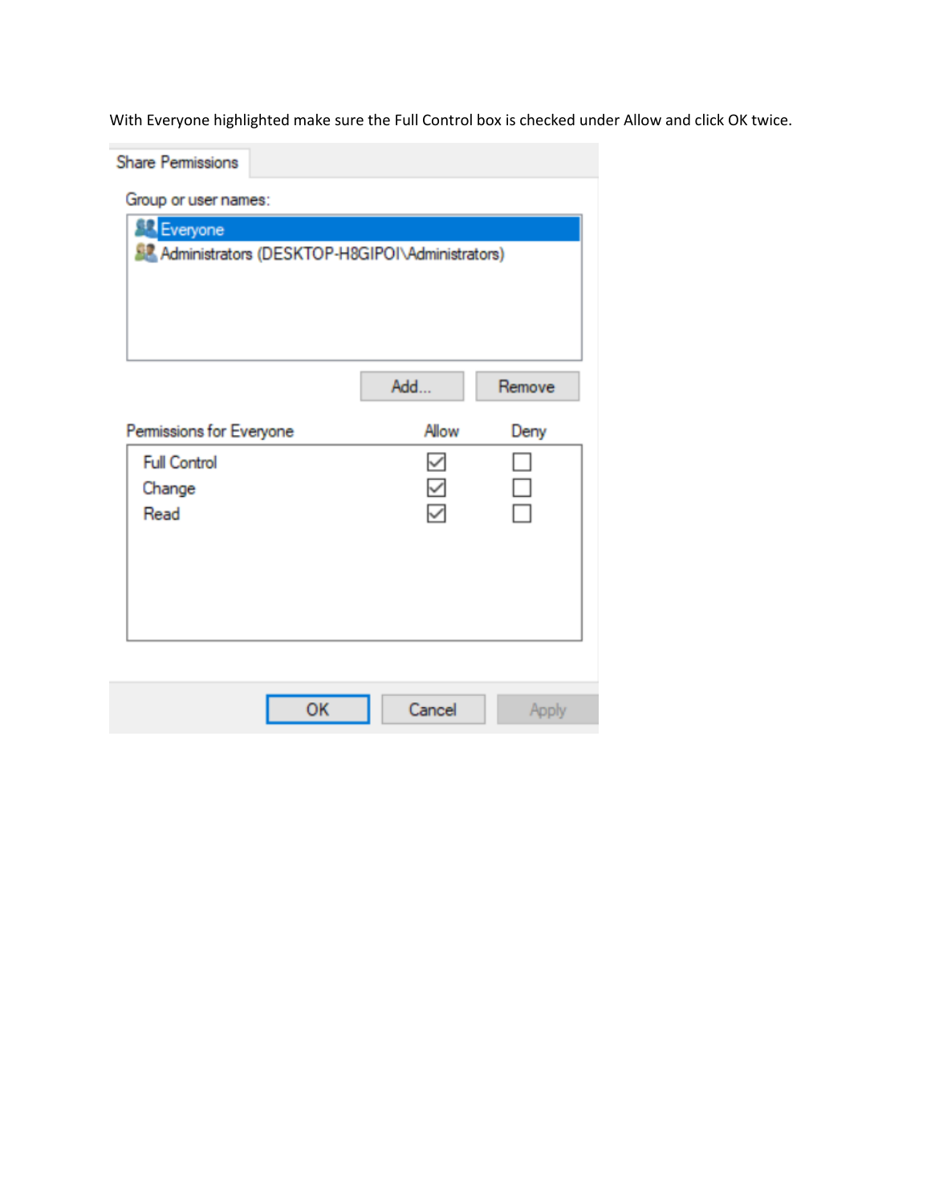With Everyone highlighted make sure the Full Control box is checked under Allow and click OK twice.

Share Permissions

Group or user names:

- Everyone
- Administrators (DESKTOP-H8GIPOI\Administrators)

Add... Remove

| Permissions for Everyone | Allow | Deny |
|---|---|---|
| Full Control | ☑ | ☐ |
| Change | ☑ | ☐ |
| Read | ☑ | ☐ |

OK Cancel Apply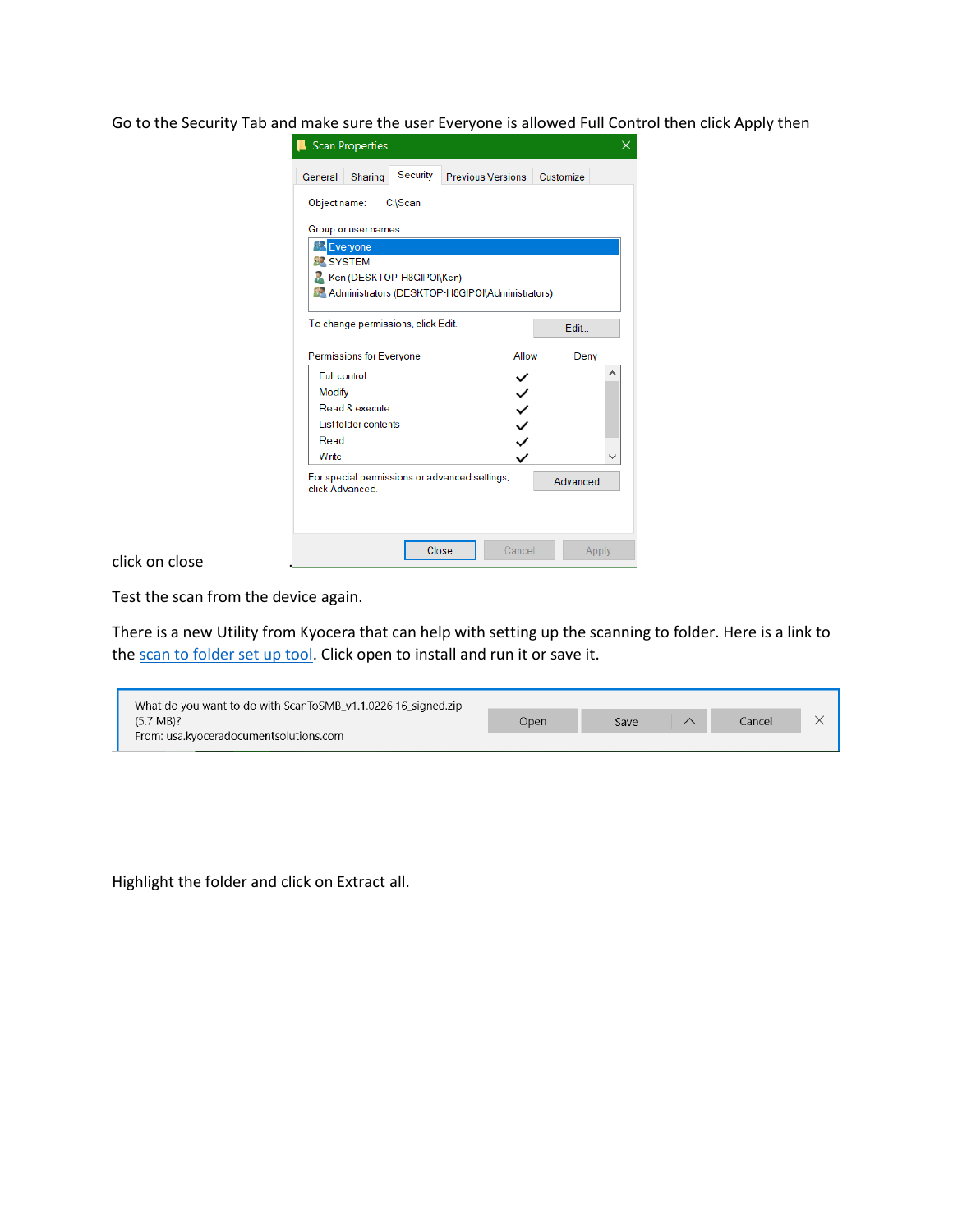Go to the Security Tab and make sure the user Everyone is allowed Full Control then click Apply then click on close

Test the scan from the device again.

There is a new Utility from Kyocera that can help with setting up the scanning to folder. Here is a link to the scan to folder set up tool. Click open to install and run it or save it.

Highlight the folder and click on Extract all.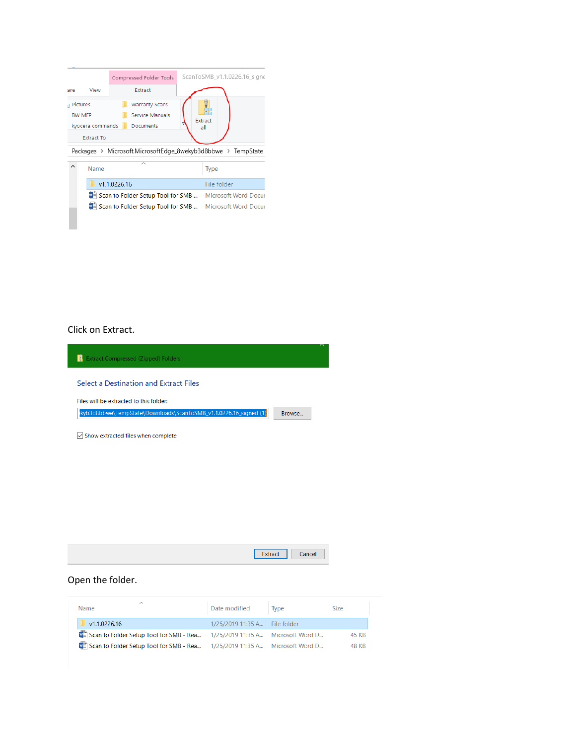Click on Extract.

Open the folder.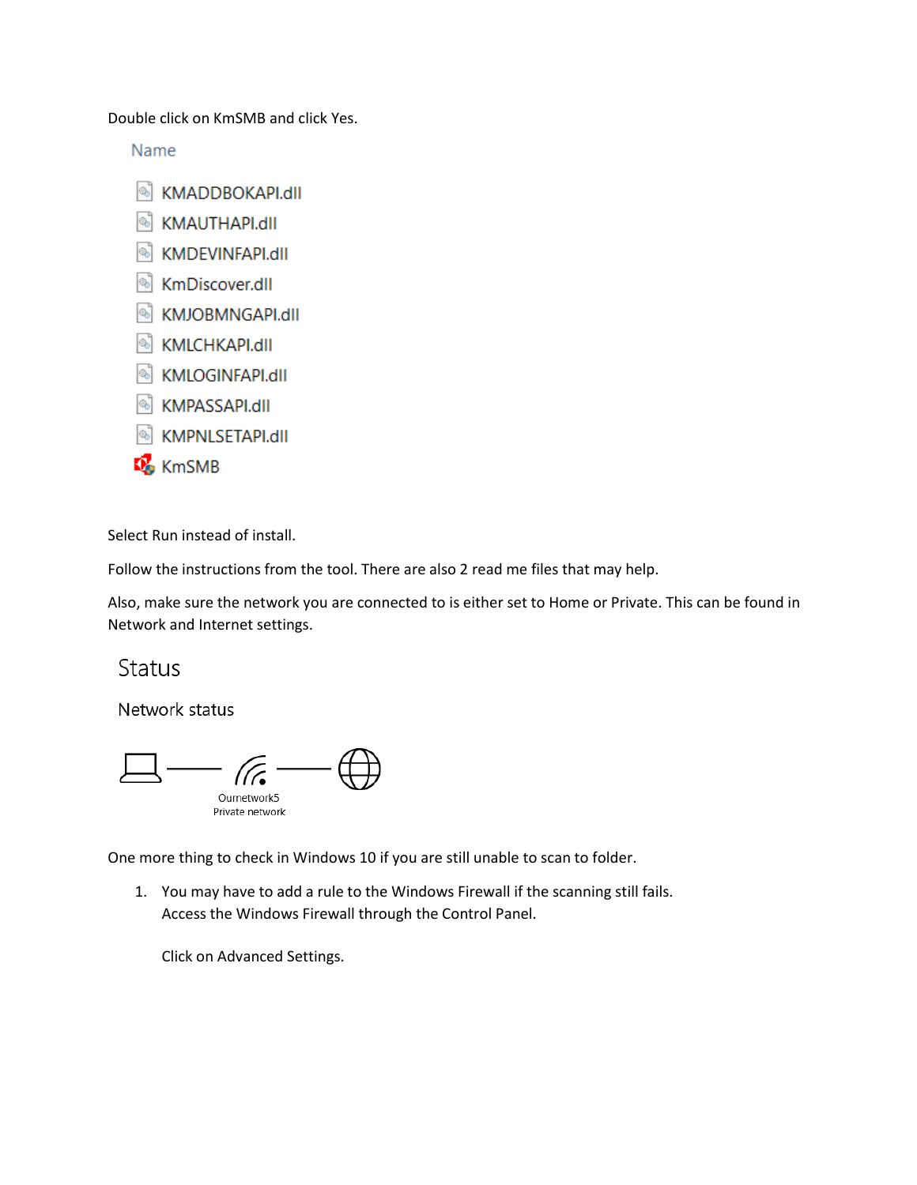Double click on KmSMB and click Yes.

Name

- KMADDBOKAPI.dll
- KMAUTHAPI.dll
- KMDEVINFAPI.dll
- KmDiscover.dll
- KMJOBMNGAPI.dll
- KMLCHKAPI.dll
- KMLOGINFAPI.dll
- KMPASSAPI.dll
- KMPNLSETAPI.dll
- KmSMB

Select Run instead of install.

Follow the instructions from the tool. There are also 2 read me files that may help.

Also, make sure the network you are connected to is either set to Home or Private. This can be found in Network and Internet settings.

Status

Network status

Ournetwork5
Private network

One more thing to check in Windows 10 if you are still unable to scan to folder.

1. You may have to add a rule to the Windows Firewall if the scanning still fails. Access the Windows Firewall through the Control Panel.

   Click on Advanced Settings.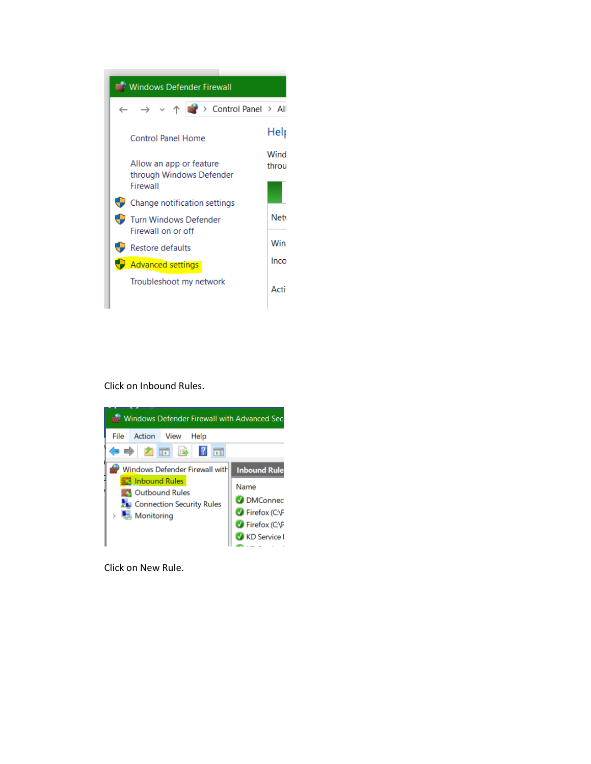Click on Inbound Rules.

Click on New Rule.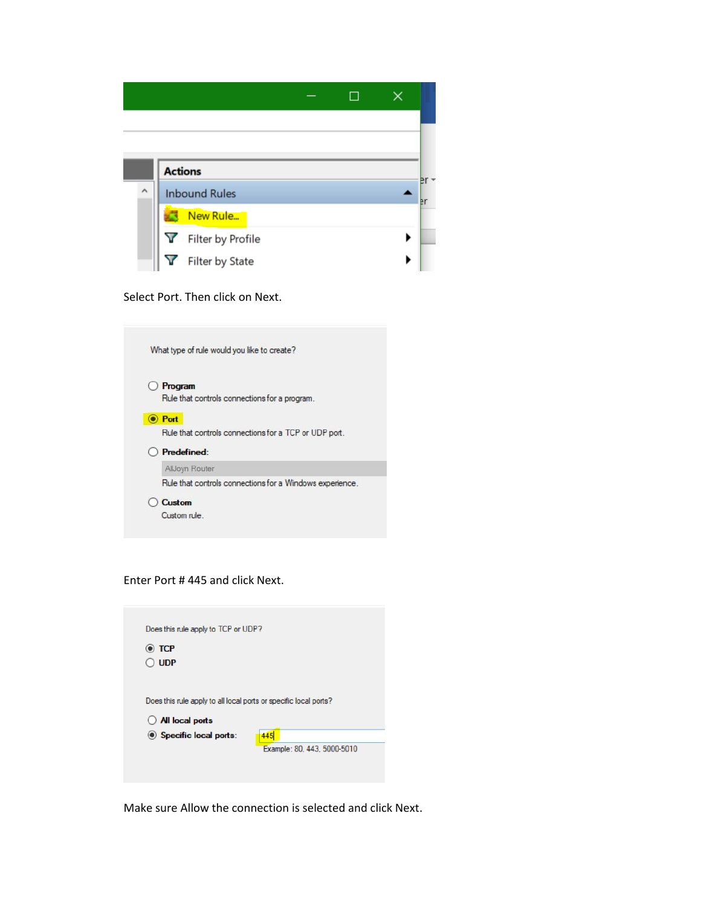Select Port. Then click on Next.

Enter Port # 445 and click Next.

Make sure Allow the connection is selected and click Next.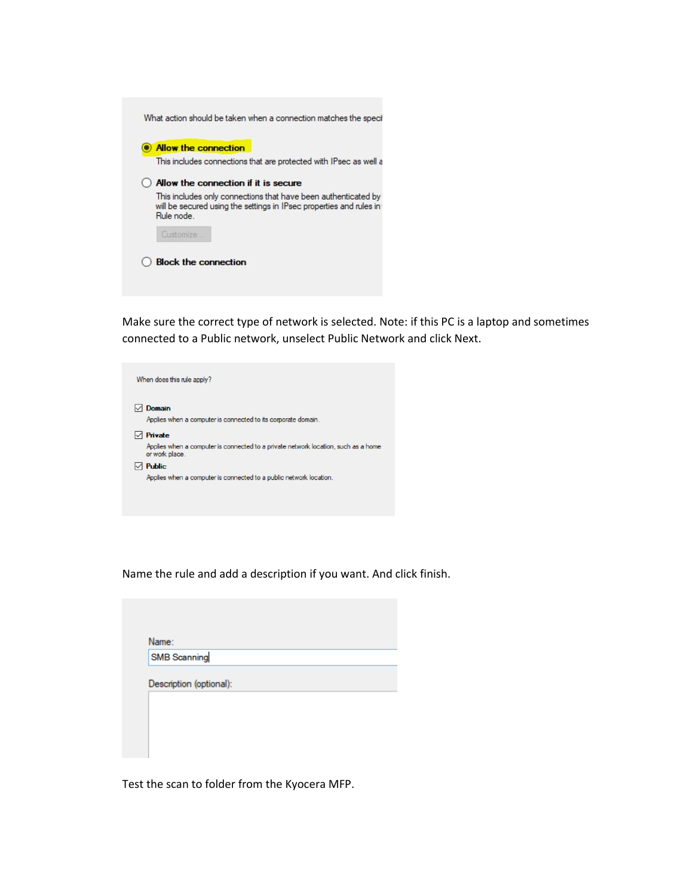What action should be taken when a connection matches the speci

- (•) **Allow the connection**
  This includes connections that are protected with IPsec as well a
- ( ) **Allow the connection if it is secure**
  This includes only connections that have been authenticated by will be secured using the settings in IPsec properties and rules in Rule node.
  Customize...
- ( ) **Block the connection**

Make sure the correct type of network is selected. Note: if this PC is a laptop and sometimes connected to a Public network, unselect Public Network and click Next.

When does this rule apply?

- [x] **Domain**
  Applies when a computer is connected to its corporate domain.
- [x] **Private**
  Applies when a computer is connected to a private network location, such as a home or work place.
- [x] **Public**
  Applies when a computer is connected to a public network location.

Name the rule and add a description if you want. And click finish.

Name:
SMB Scanning

Description (optional):

Test the scan to folder from the Kyocera MFP.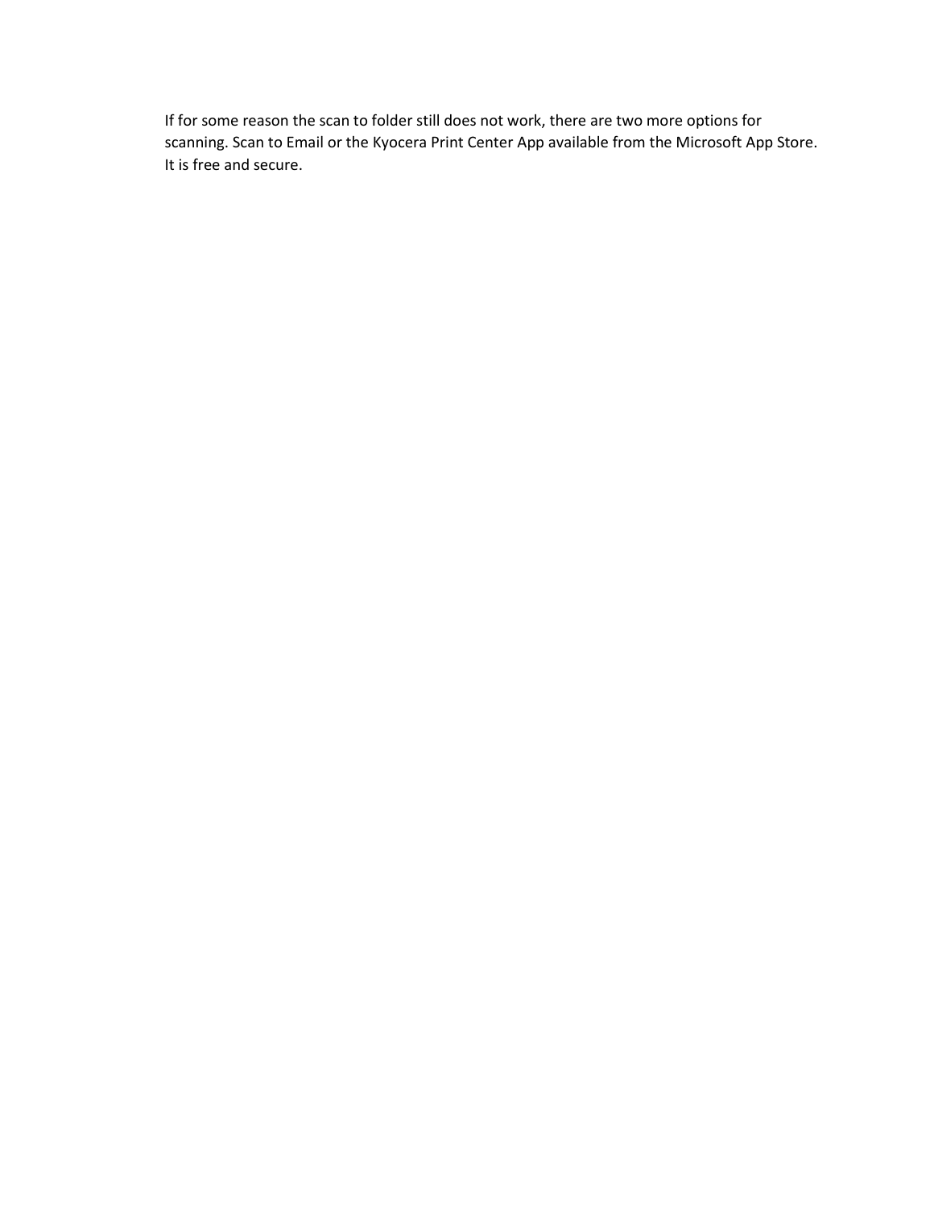If for some reason the scan to folder still does not work, there are two more options for scanning. Scan to Email or the Kyocera Print Center App available from the Microsoft App Store. It is free and secure.